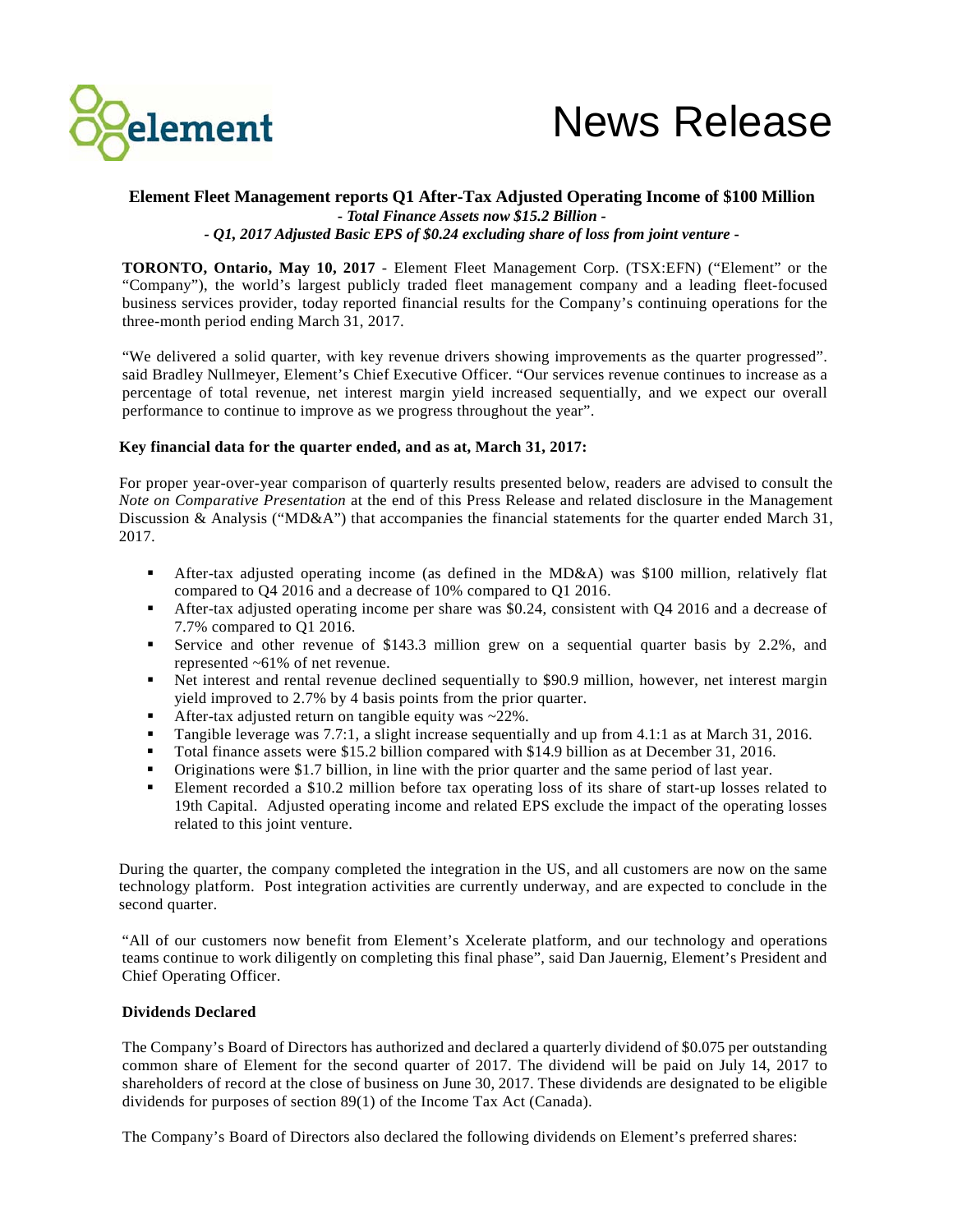# News Release

**Element Fleet Management reports Q1 After-Tax Adjusted Operating Income of $100 Million**

***- Total Finance Assets now $15.2 Billion -***

***- Q1, 2017 Adjusted Basic EPS of $0.24 excluding share of loss from joint venture -***

**TORONTO, Ontario, May 10, 2017** - Element Fleet Management Corp. (TSX:EFN) ("Element" or the "Company"), the world's largest publicly traded fleet management company and a leading fleet-focused business services provider, today reported financial results for the Company's continuing operations for the three-month period ending March 31, 2017.

"We delivered a solid quarter, with key revenue drivers showing improvements as the quarter progressed". said Bradley Nullmeyer, Element's Chief Executive Officer. "Our services revenue continues to increase as a percentage of total revenue, net interest margin yield increased sequentially, and we expect our overall performance to continue to improve as we progress throughout the year".

**Key financial data for the quarter ended, and as at, March 31, 2017:**

For proper year-over-year comparison of quarterly results presented below, readers are advised to consult the *Note on Comparative Presentation* at the end of this Press Release and related disclosure in the Management Discussion & Analysis ("MD&A") that accompanies the financial statements for the quarter ended March 31, 2017.

- After-tax adjusted operating income (as defined in the MD&A) was $100 million, relatively flat compared to Q4 2016 and a decrease of 10% compared to Q1 2016.
- After-tax adjusted operating income per share was $0.24, consistent with Q4 2016 and a decrease of 7.7% compared to Q1 2016.
- Service and other revenue of $143.3 million grew on a sequential quarter basis by 2.2%, and represented ~61% of net revenue.
- Net interest and rental revenue declined sequentially to $90.9 million, however, net interest margin yield improved to 2.7% by 4 basis points from the prior quarter.
- After-tax adjusted return on tangible equity was ~22%.
- Tangible leverage was 7.7:1, a slight increase sequentially and up from 4.1:1 as at March 31, 2016.
- Total finance assets were $15.2 billion compared with $14.9 billion as at December 31, 2016.
- Originations were $1.7 billion, in line with the prior quarter and the same period of last year.
- Element recorded a $10.2 million before tax operating loss of its share of start-up losses related to 19th Capital. Adjusted operating income and related EPS exclude the impact of the operating losses related to this joint venture.

During the quarter, the company completed the integration in the US, and all customers are now on the same technology platform. Post integration activities are currently underway, and are expected to conclude in the second quarter.

"All of our customers now benefit from Element's Xcelerate platform, and our technology and operations teams continue to work diligently on completing this final phase", said Dan Jauernig, Element's President and Chief Operating Officer.

**Dividends Declared**

The Company's Board of Directors has authorized and declared a quarterly dividend of $0.075 per outstanding common share of Element for the second quarter of 2017. The dividend will be paid on July 14, 2017 to shareholders of record at the close of business on June 30, 2017. These dividends are designated to be eligible dividends for purposes of section 89(1) of the Income Tax Act (Canada).

The Company's Board of Directors also declared the following dividends on Element's preferred shares: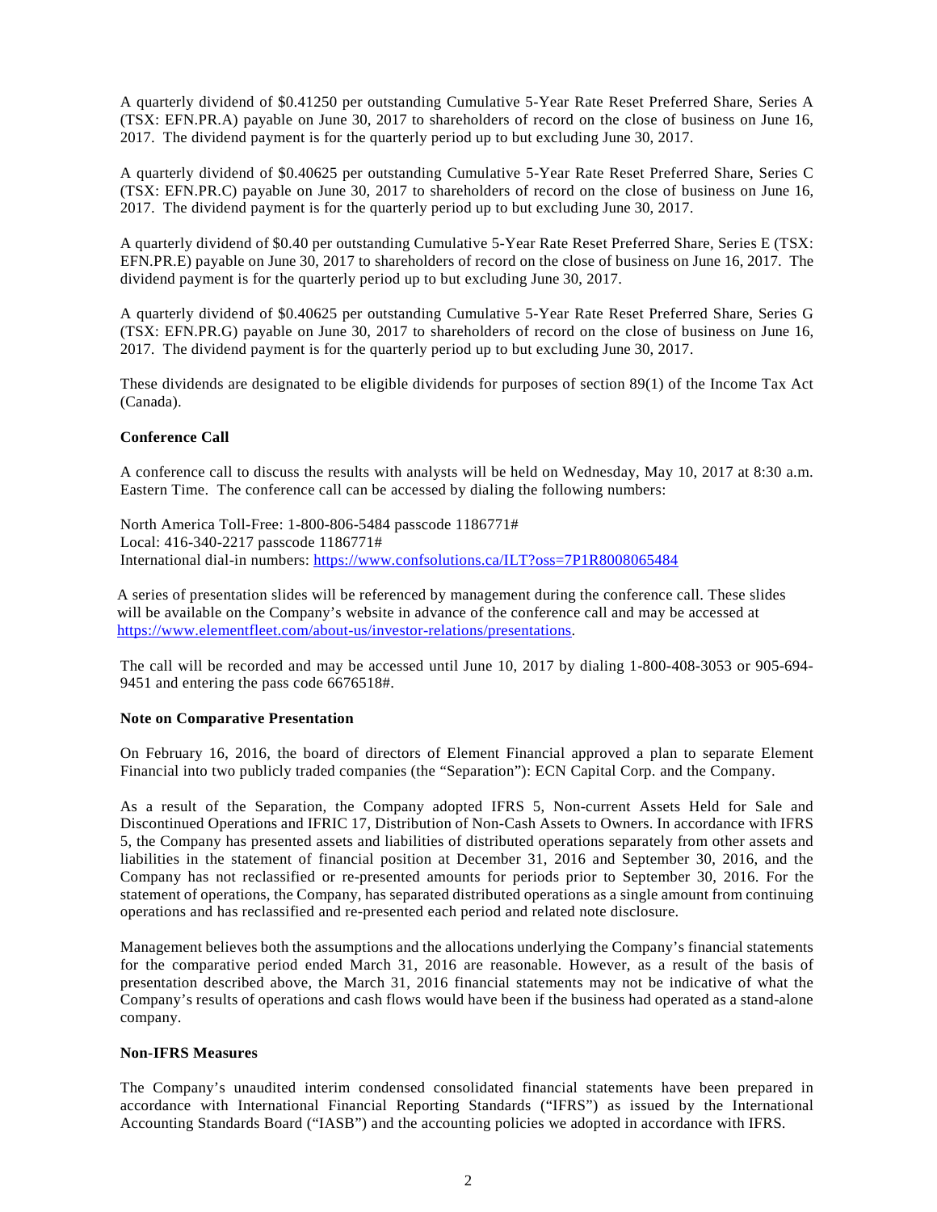A quarterly dividend of $0.41250 per outstanding Cumulative 5-Year Rate Reset Preferred Share, Series A (TSX: EFN.PR.A) payable on June 30, 2017 to shareholders of record on the close of business on June 16, 2017. The dividend payment is for the quarterly period up to but excluding June 30, 2017.

A quarterly dividend of $0.40625 per outstanding Cumulative 5-Year Rate Reset Preferred Share, Series C (TSX: EFN.PR.C) payable on June 30, 2017 to shareholders of record on the close of business on June 16, 2017. The dividend payment is for the quarterly period up to but excluding June 30, 2017.

A quarterly dividend of $0.40 per outstanding Cumulative 5-Year Rate Reset Preferred Share, Series E (TSX: EFN.PR.E) payable on June 30, 2017 to shareholders of record on the close of business on June 16, 2017. The dividend payment is for the quarterly period up to but excluding June 30, 2017.

A quarterly dividend of $0.40625 per outstanding Cumulative 5-Year Rate Reset Preferred Share, Series G (TSX: EFN.PR.G) payable on June 30, 2017 to shareholders of record on the close of business on June 16, 2017. The dividend payment is for the quarterly period up to but excluding June 30, 2017.

These dividends are designated to be eligible dividends for purposes of section 89(1) of the Income Tax Act (Canada).

**Conference Call**

A conference call to discuss the results with analysts will be held on Wednesday, May 10, 2017 at 8:30 a.m. Eastern Time. The conference call can be accessed by dialing the following numbers:

North America Toll-Free: 1-800-806-5484 passcode 1186771#
Local: 416-340-2217 passcode 1186771#
International dial-in numbers: https://www.confsolutions.ca/ILT?oss=7P1R8008065484

A series of presentation slides will be referenced by management during the conference call. These slides will be available on the Company's website in advance of the conference call and may be accessed at https://www.elementfleet.com/about-us/investor-relations/presentations.

The call will be recorded and may be accessed until June 10, 2017 by dialing 1-800-408-3053 or 905-694-9451 and entering the pass code 6676518#.

**Note on Comparative Presentation**

On February 16, 2016, the board of directors of Element Financial approved a plan to separate Element Financial into two publicly traded companies (the "Separation"): ECN Capital Corp. and the Company.

As a result of the Separation, the Company adopted IFRS 5, Non-current Assets Held for Sale and Discontinued Operations and IFRIC 17, Distribution of Non-Cash Assets to Owners. In accordance with IFRS 5, the Company has presented assets and liabilities of distributed operations separately from other assets and liabilities in the statement of financial position at December 31, 2016 and September 30, 2016, and the Company has not reclassified or re-presented amounts for periods prior to September 30, 2016. For the statement of operations, the Company, has separated distributed operations as a single amount from continuing operations and has reclassified and re-presented each period and related note disclosure.

Management believes both the assumptions and the allocations underlying the Company's financial statements for the comparative period ended March 31, 2016 are reasonable. However, as a result of the basis of presentation described above, the March 31, 2016 financial statements may not be indicative of what the Company's results of operations and cash flows would have been if the business had operated as a stand-alone company.

**Non-IFRS Measures**

The Company's unaudited interim condensed consolidated financial statements have been prepared in accordance with International Financial Reporting Standards ("IFRS") as issued by the International Accounting Standards Board ("IASB") and the accounting policies we adopted in accordance with IFRS.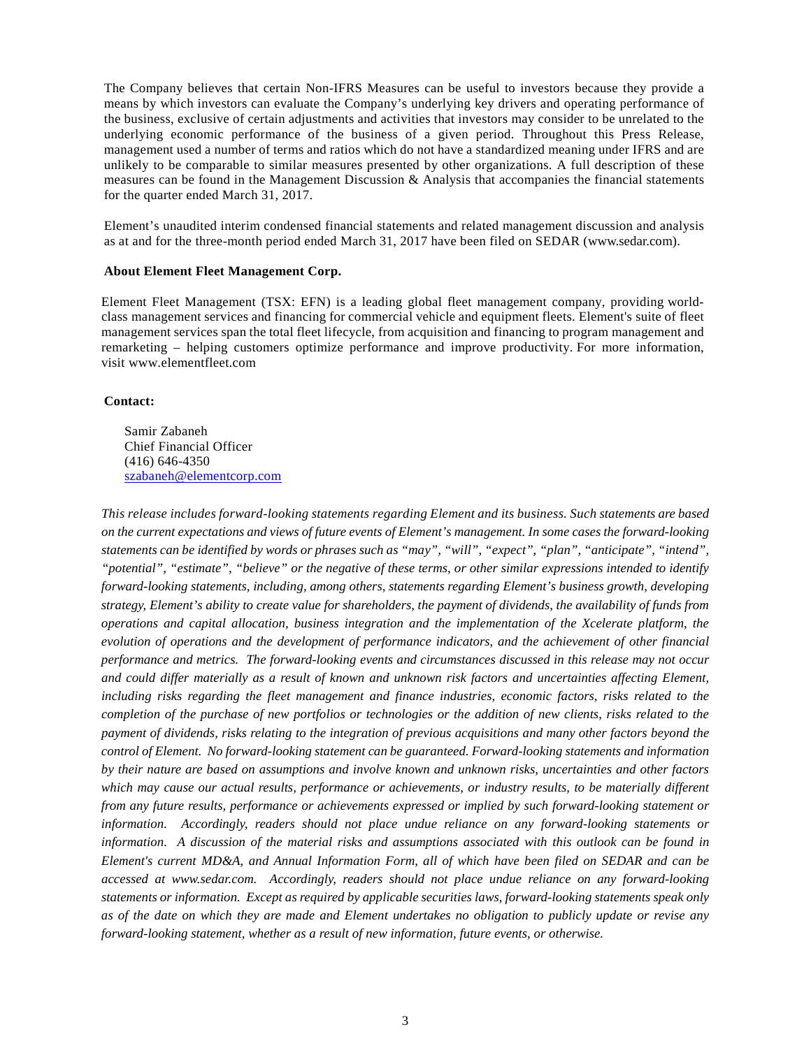The Company believes that certain Non-IFRS Measures can be useful to investors because they provide a means by which investors can evaluate the Company's underlying key drivers and operating performance of the business, exclusive of certain adjustments and activities that investors may consider to be unrelated to the underlying economic performance of the business of a given period. Throughout this Press Release, management used a number of terms and ratios which do not have a standardized meaning under IFRS and are unlikely to be comparable to similar measures presented by other organizations. A full description of these measures can be found in the Management Discussion & Analysis that accompanies the financial statements for the quarter ended March 31, 2017.

Element's unaudited interim condensed financial statements and related management discussion and analysis as at and for the three-month period ended March 31, 2017 have been filed on SEDAR (www.sedar.com).

**About Element Fleet Management Corp.**

Element Fleet Management (TSX: EFN) is a leading global fleet management company, providing world-class management services and financing for commercial vehicle and equipment fleets. Element's suite of fleet management services span the total fleet lifecycle, from acquisition and financing to program management and remarketing – helping customers optimize performance and improve productivity. For more information, visit www.elementfleet.com

**Contact:**

Samir Zabaneh
Chief Financial Officer
(416) 646-4350
szabaneh@elementcorp.com

*This release includes forward-looking statements regarding Element and its business. Such statements are based on the current expectations and views of future events of Element's management. In some cases the forward-looking statements can be identified by words or phrases such as "may", "will", "expect", "plan", "anticipate", "intend", "potential", "estimate", "believe" or the negative of these terms, or other similar expressions intended to identify forward-looking statements, including, among others, statements regarding Element's business growth, developing strategy, Element's ability to create value for shareholders, the payment of dividends, the availability of funds from operations and capital allocation, business integration and the implementation of the Xcelerate platform, the evolution of operations and the development of performance indicators, and the achievement of other financial performance and metrics. The forward-looking events and circumstances discussed in this release may not occur and could differ materially as a result of known and unknown risk factors and uncertainties affecting Element, including risks regarding the fleet management and finance industries, economic factors, risks related to the completion of the purchase of new portfolios or technologies or the addition of new clients, risks related to the payment of dividends, risks relating to the integration of previous acquisitions and many other factors beyond the control of Element. No forward-looking statement can be guaranteed. Forward-looking statements and information by their nature are based on assumptions and involve known and unknown risks, uncertainties and other factors which may cause our actual results, performance or achievements, or industry results, to be materially different from any future results, performance or achievements expressed or implied by such forward-looking statement or information. Accordingly, readers should not place undue reliance on any forward-looking statements or information. A discussion of the material risks and assumptions associated with this outlook can be found in Element's current MD&A, and Annual Information Form, all of which have been filed on SEDAR and can be accessed at www.sedar.com. Accordingly, readers should not place undue reliance on any forward-looking statements or information. Except as required by applicable securities laws, forward-looking statements speak only as of the date on which they are made and Element undertakes no obligation to publicly update or revise any forward-looking statement, whether as a result of new information, future events, or otherwise.*